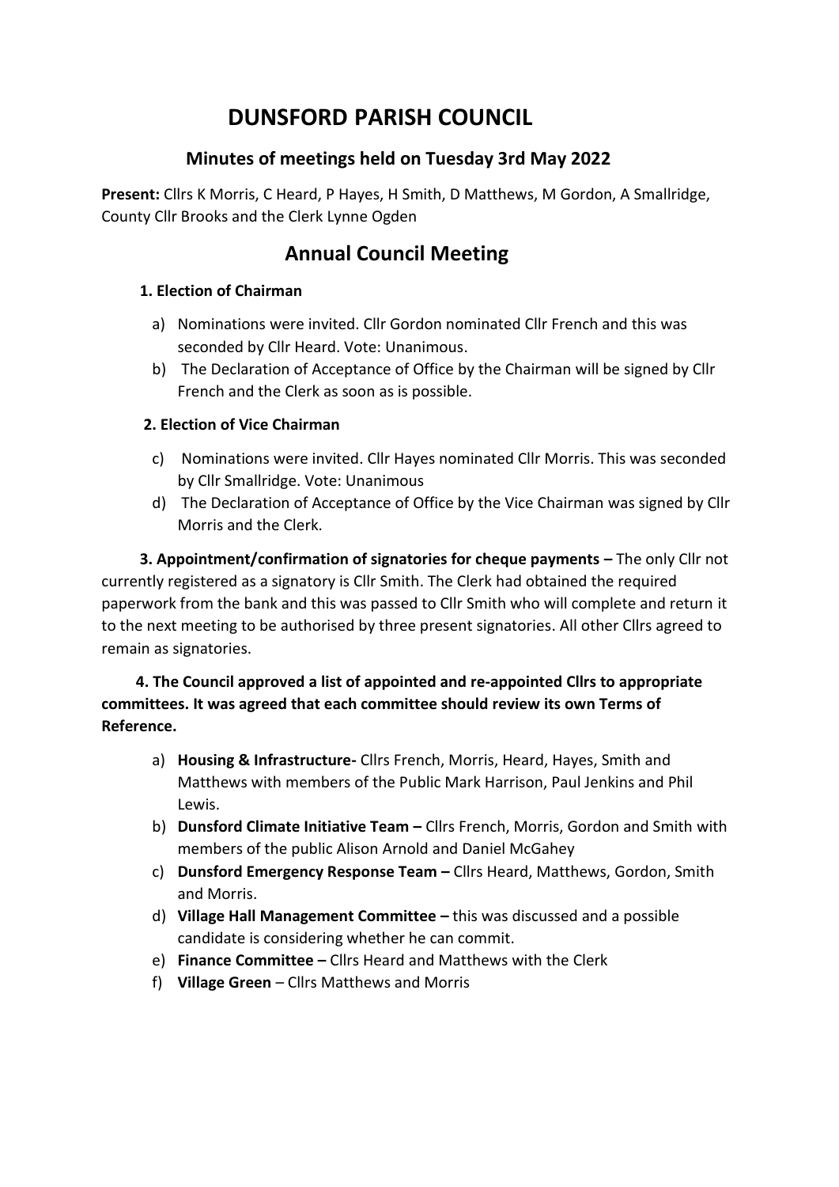# DUNSFORD PARISH COUNCIL

## Minutes of meetings held on Tuesday 3rd May 2022

**Present:** Cllrs K Morris, C Heard, P Hayes, H Smith, D Matthews, M Gordon, A Smallridge, County Cllr Brooks and the Clerk Lynne Ogden

## Annual Council Meeting

**1. Election of Chairman**

a) Nominations were invited. Cllr Gordon nominated Cllr French and this was seconded by Cllr Heard. Vote: Unanimous.

b) The Declaration of Acceptance of Office by the Chairman will be signed by Cllr French and the Clerk as soon as is possible.

**2. Election of Vice Chairman**

c) Nominations were invited. Cllr Hayes nominated Cllr Morris. This was seconded by Cllr Smallridge. Vote: Unanimous

d) The Declaration of Acceptance of Office by the Vice Chairman was signed by Cllr Morris and the Clerk.

**3. Appointment/confirmation of signatories for cheque payments –** The only Cllr not currently registered as a signatory is Cllr Smith. The Clerk had obtained the required paperwork from the bank and this was passed to Cllr Smith who will complete and return it to the next meeting to be authorised by three present signatories. All other Cllrs agreed to remain as signatories.

**4. The Council approved a list of appointed and re-appointed Cllrs to appropriate committees. It was agreed that each committee should review its own Terms of Reference.**

a) **Housing & Infrastructure-** Cllrs French, Morris, Heard, Hayes, Smith and Matthews with members of the Public Mark Harrison, Paul Jenkins and Phil Lewis.

b) **Dunsford Climate Initiative Team –** Cllrs French, Morris, Gordon and Smith with members of the public Alison Arnold and Daniel McGahey

c) **Dunsford Emergency Response Team –** Cllrs Heard, Matthews, Gordon, Smith and Morris.

d) **Village Hall Management Committee –** this was discussed and a possible candidate is considering whether he can commit.

e) **Finance Committee –** Cllrs Heard and Matthews with the Clerk

f) **Village Green** – Cllrs Matthews and Morris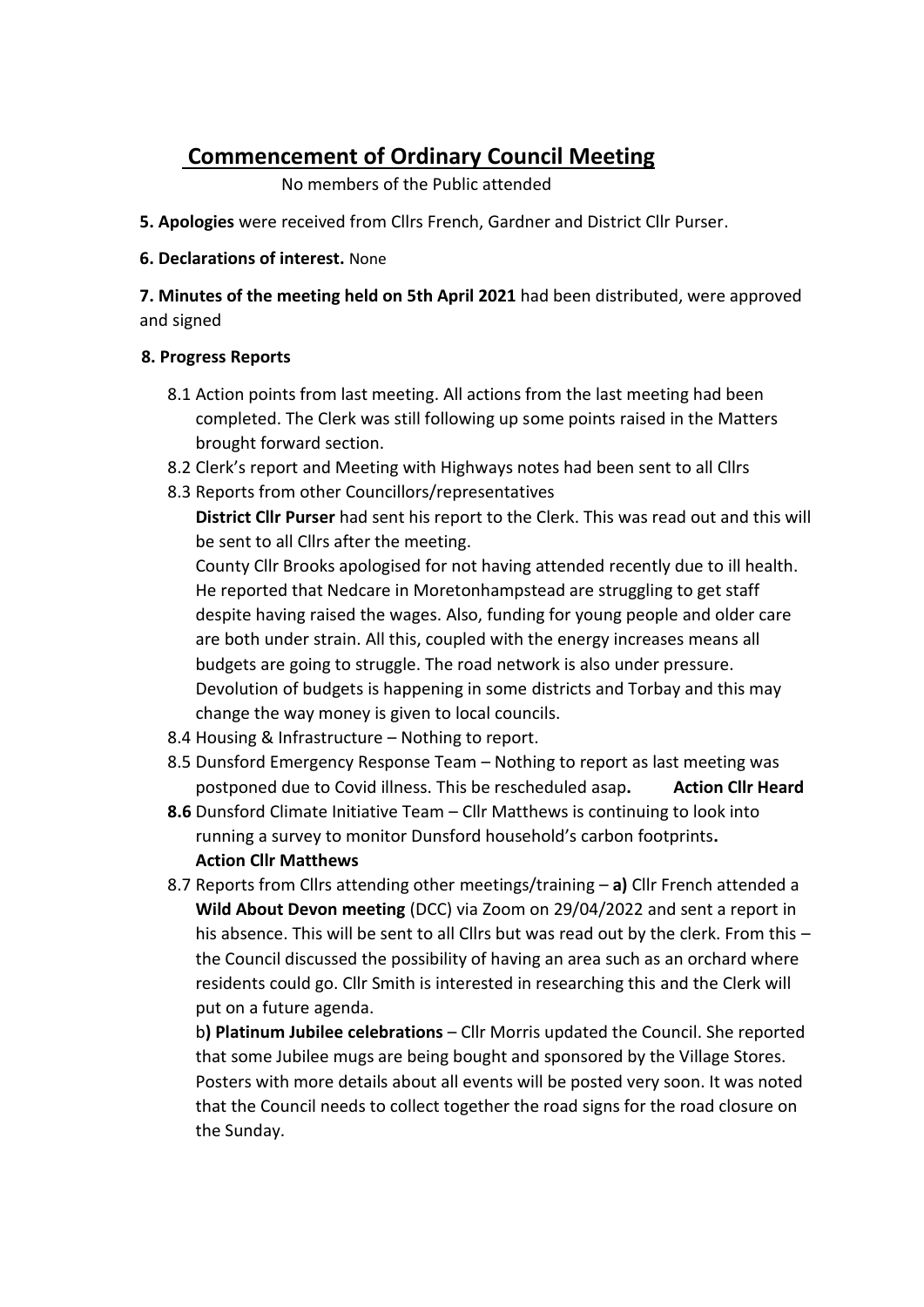## Commencement of Ordinary Council Meeting

No members of the Public attended

**5. Apologies** were received from Cllrs French, Gardner and District Cllr Purser.

**6. Declarations of interest.** None

**7. Minutes of the meeting held on 5th April 2021** had been distributed, were approved and signed

**8. Progress Reports**

8.1 Action points from last meeting. All actions from the last meeting had been completed. The Clerk was still following up some points raised in the Matters brought forward section.

8.2 Clerk's report and Meeting with Highways notes had been sent to all Cllrs

8.3 Reports from other Councillors/representatives

**District Cllr Purser** had sent his report to the Clerk. This was read out and this will be sent to all Cllrs after the meeting.

County Cllr Brooks apologised for not having attended recently due to ill health. He reported that Nedcare in Moretonhampstead are struggling to get staff despite having raised the wages. Also, funding for young people and older care are both under strain. All this, coupled with the energy increases means all budgets are going to struggle. The road network is also under pressure. Devolution of budgets is happening in some districts and Torbay and this may change the way money is given to local councils.

8.4 Housing & Infrastructure – Nothing to report.

8.5 Dunsford Emergency Response Team – Nothing to report as last meeting was postponed due to Covid illness. This be rescheduled asap**.** **Action Cllr Heard**

**8.6** Dunsford Climate Initiative Team – Cllr Matthews is continuing to look into running a survey to monitor Dunsford household's carbon footprints**.**
**Action Cllr Matthews**

8.7 Reports from Cllrs attending other meetings/training – **a)** Cllr French attended a **Wild About Devon meeting** (DCC) via Zoom on 29/04/2022 and sent a report in his absence. This will be sent to all Cllrs but was read out by the clerk. From this – the Council discussed the possibility of having an area such as an orchard where residents could go. Cllr Smith is interested in researching this and the Clerk will put on a future agenda.

b**) Platinum Jubilee celebrations** – Cllr Morris updated the Council. She reported that some Jubilee mugs are being bought and sponsored by the Village Stores. Posters with more details about all events will be posted very soon. It was noted that the Council needs to collect together the road signs for the road closure on the Sunday.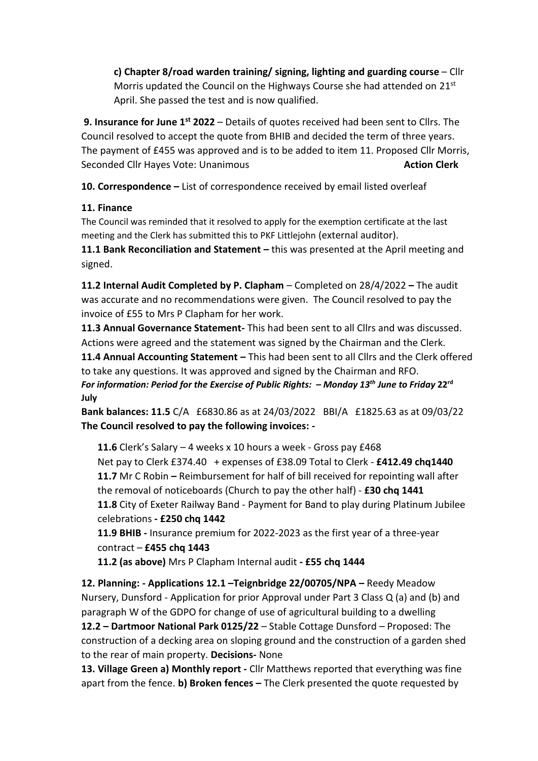**c) Chapter 8/road warden training/ signing, lighting and guarding course** – Cllr Morris updated the Council on the Highways Course she had attended on 21st April. She passed the test and is now qualified.

**9. Insurance for June 1st 2022** – Details of quotes received had been sent to Cllrs. The Council resolved to accept the quote from BHIB and decided the term of three years. The payment of £455 was approved and is to be added to item 11. Proposed Cllr Morris, Seconded Cllr Hayes Vote: Unanimous **Action Clerk**

**10. Correspondence –** List of correspondence received by email listed overleaf

**11. Finance**

The Council was reminded that it resolved to apply for the exemption certificate at the last meeting and the Clerk has submitted this to PKF Littlejohn (external auditor).

**11.1 Bank Reconciliation and Statement –** this was presented at the April meeting and signed.

**11.2 Internal Audit Completed by P. Clapham** – Completed on 28/4/2022 **–** The audit was accurate and no recommendations were given. The Council resolved to pay the invoice of £55 to Mrs P Clapham for her work.

**11.3 Annual Governance Statement-** This had been sent to all Cllrs and was discussed. Actions were agreed and the statement was signed by the Chairman and the Clerk.

**11.4 Annual Accounting Statement –** This had been sent to all Cllrs and the Clerk offered to take any questions. It was approved and signed by the Chairman and RFO.

***For information: Period for the Exercise of Public Rights: – Monday 13th June to Friday 22rd July***

**Bank balances: 11.5** C/A £6830.86 as at 24/03/2022 BBI/A £1825.63 as at 09/03/22

**The Council resolved to pay the following invoices: -**

**11.6** Clerk's Salary – 4 weeks x 10 hours a week - Gross pay £468
Net pay to Clerk £374.40 + expenses of £38.09 Total to Clerk - **£412.49 chq1440**

**11.7** Mr C Robin **–** Reimbursement for half of bill received for repointing wall after the removal of noticeboards (Church to pay the other half) - **£30 chq 1441**

**11.8** City of Exeter Railway Band - Payment for Band to play during Platinum Jubilee celebrations **- £250 chq 1442**

**11.9 BHIB -** Insurance premium for 2022-2023 as the first year of a three-year contract – **£455 chq 1443**

**11.2 (as above)** Mrs P Clapham Internal audit **- £55 chq 1444**

**12. Planning: - Applications 12.1 –Teignbridge 22/00705/NPA –** Reedy Meadow Nursery, Dunsford - Application for prior Approval under Part 3 Class Q (a) and (b) and paragraph W of the GDPO for change of use of agricultural building to a dwelling

**12.2 – Dartmoor National Park 0125/22** – Stable Cottage Dunsford – Proposed: The construction of a decking area on sloping ground and the construction of a garden shed to the rear of main property. **Decisions-** None

**13. Village Green a) Monthly report -** Cllr Matthews reported that everything was fine apart from the fence. **b) Broken fences –** The Clerk presented the quote requested by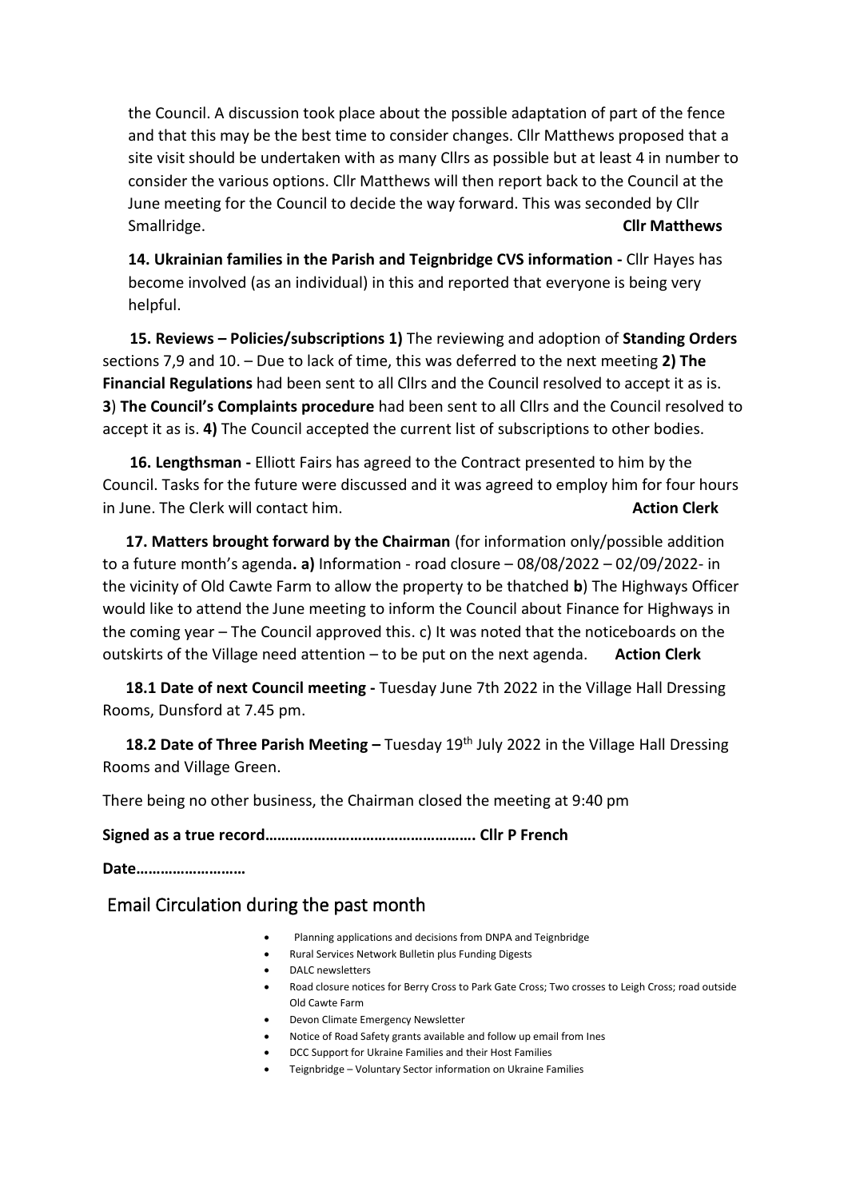the Council. A discussion took place about the possible adaptation of part of the fence and that this may be the best time to consider changes. Cllr Matthews proposed that a site visit should be undertaken with as many Cllrs as possible but at least 4 in number to consider the various options. Cllr Matthews will then report back to the Council at the June meeting for the Council to decide the way forward. This was seconded by Cllr Smallridge. **Cllr Matthews**

**14. Ukrainian families in the Parish and Teignbridge CVS information -** Cllr Hayes has become involved (as an individual) in this and reported that everyone is being very helpful.

**15. Reviews – Policies/subscriptions 1)** The reviewing and adoption of **Standing Orders** sections 7,9 and 10. – Due to lack of time, this was deferred to the next meeting **2) The Financial Regulations** had been sent to all Cllrs and the Council resolved to accept it as is. **3**) **The Council's Complaints procedure** had been sent to all Cllrs and the Council resolved to accept it as is. **4)** The Council accepted the current list of subscriptions to other bodies.

**16. Lengthsman -** Elliott Fairs has agreed to the Contract presented to him by the Council. Tasks for the future were discussed and it was agreed to employ him for four hours in June. The Clerk will contact him. **Action Clerk**

**17. Matters brought forward by the Chairman** (for information only/possible addition to a future month's agenda**. a)** Information - road closure – 08/08/2022 – 02/09/2022- in the vicinity of Old Cawte Farm to allow the property to be thatched **b**) The Highways Officer would like to attend the June meeting to inform the Council about Finance for Highways in the coming year – The Council approved this. c) It was noted that the noticeboards on the outskirts of the Village need attention – to be put on the next agenda. **Action Clerk**

**18.1 Date of next Council meeting -** Tuesday June 7th 2022 in the Village Hall Dressing Rooms, Dunsford at 7.45 pm.

**18.2 Date of Three Parish Meeting –** Tuesday 19th July 2022 in the Village Hall Dressing Rooms and Village Green.

There being no other business, the Chairman closed the meeting at 9:40 pm

**Signed as a true record…………………………………………. Cllr P French**

**Date………………………**

## Email Circulation during the past month

- Planning applications and decisions from DNPA and Teignbridge
- Rural Services Network Bulletin plus Funding Digests
- DALC newsletters
- Road closure notices for Berry Cross to Park Gate Cross; Two crosses to Leigh Cross; road outside Old Cawte Farm
- Devon Climate Emergency Newsletter
- Notice of Road Safety grants available and follow up email from Ines
- DCC Support for Ukraine Families and their Host Families
- Teignbridge – Voluntary Sector information on Ukraine Families